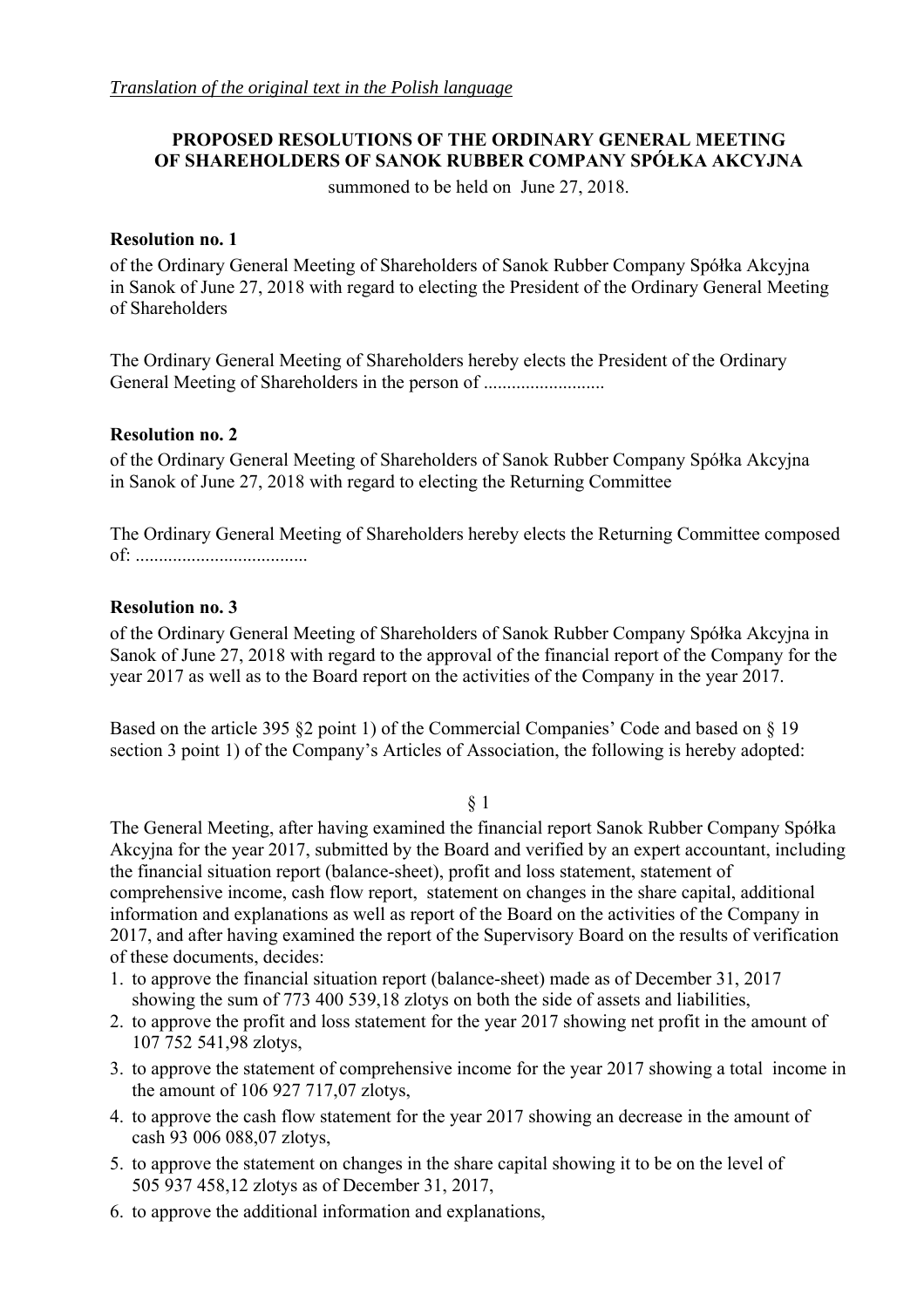*Translation of the original text in the Polish language*

**PROPOSED RESOLUTIONS OF THE ORDINARY GENERAL MEETING OF SHAREHOLDERS OF SANOK RUBBER COMPANY SPÓŁKA AKCYJNA**

summoned to be held on June 27, 2018.

**Resolution no. 1**

of the Ordinary General Meeting of Shareholders of Sanok Rubber Company Spółka Akcyjna in Sanok of June 27, 2018 with regard to electing the President of the Ordinary General Meeting of Shareholders

The Ordinary General Meeting of Shareholders hereby elects the President of the Ordinary General Meeting of Shareholders in the person of ..........................

**Resolution no. 2**

of the Ordinary General Meeting of Shareholders of Sanok Rubber Company Spółka Akcyjna in Sanok of June 27, 2018 with regard to electing the Returning Committee

The Ordinary General Meeting of Shareholders hereby elects the Returning Committee composed of: ....................................

**Resolution no. 3**

of the Ordinary General Meeting of Shareholders of Sanok Rubber Company Spółka Akcyjna in Sanok of June 27, 2018 with regard to the approval of the financial report of the Company for the year 2017 as well as to the Board report on the activities of the Company in the year 2017.

Based on the article 395 §2 point 1) of the Commercial Companies' Code and based on § 19 section 3 point 1) of the Company's Articles of Association, the following is hereby adopted:

§ 1

The General Meeting, after having examined the financial report Sanok Rubber Company Spółka Akcyjna for the year 2017, submitted by the Board and verified by an expert accountant, including the financial situation report (balance-sheet), profit and loss statement, statement of comprehensive income, cash flow report, statement on changes in the share capital, additional information and explanations as well as report of the Board on the activities of the Company in 2017, and after having examined the report of the Supervisory Board on the results of verification of these documents, decides:

1. to approve the financial situation report (balance-sheet) made as of December 31, 2017 showing the sum of 773 400 539,18 zlotys on both the side of assets and liabilities,
2. to approve the profit and loss statement for the year 2017 showing net profit in the amount of 107 752 541,98 zlotys,
3. to approve the statement of comprehensive income for the year 2017 showing a total income in the amount of 106 927 717,07 zlotys,
4. to approve the cash flow statement for the year 2017 showing an decrease in the amount of cash 93 006 088,07 zlotys,
5. to approve the statement on changes in the share capital showing it to be on the level of 505 937 458,12 zlotys as of December 31, 2017,
6. to approve the additional information and explanations,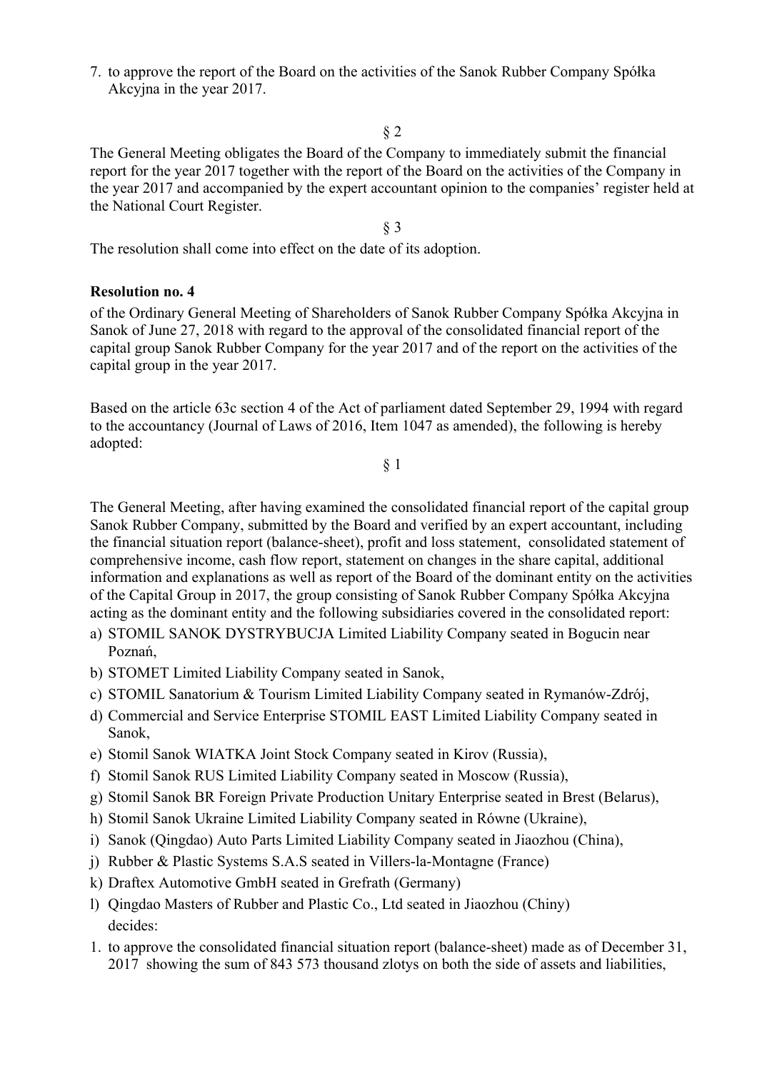7. to approve the report of the Board on the activities of the Sanok Rubber Company Spółka Akcyjna in the year 2017.

§ 2

The General Meeting obligates the Board of the Company to immediately submit the financial report for the year 2017 together with the report of the Board on the activities of the Company in the year 2017 and accompanied by the expert accountant opinion to the companies' register held at the National Court Register.

§ 3

The resolution shall come into effect on the date of its adoption.

**Resolution no. 4**

of the Ordinary General Meeting of Shareholders of Sanok Rubber Company Spółka Akcyjna in Sanok of June 27, 2018 with regard to the approval of the consolidated financial report of the capital group Sanok Rubber Company for the year 2017 and of the report on the activities of the capital group in the year 2017.

Based on the article 63c section 4 of the Act of parliament dated September 29, 1994 with regard to the accountancy (Journal of Laws of 2016, Item 1047 as amended), the following is hereby adopted:

§ 1

The General Meeting, after having examined the consolidated financial report of the capital group Sanok Rubber Company, submitted by the Board and verified by an expert accountant, including the financial situation report (balance-sheet), profit and loss statement, consolidated statement of comprehensive income, cash flow report, statement on changes in the share capital, additional information and explanations as well as report of the Board of the dominant entity on the activities of the Capital Group in 2017, the group consisting of Sanok Rubber Company Spółka Akcyjna acting as the dominant entity and the following subsidiaries covered in the consolidated report:

a) STOMIL SANOK DYSTRYBUCJA Limited Liability Company seated in Bogucin near Poznań,
b) STOMET Limited Liability Company seated in Sanok,
c) STOMIL Sanatorium & Tourism Limited Liability Company seated in Rymanów-Zdrój,
d) Commercial and Service Enterprise STOMIL EAST Limited Liability Company seated in Sanok,
e) Stomil Sanok WIATKA Joint Stock Company seated in Kirov (Russia),
f) Stomil Sanok RUS Limited Liability Company seated in Moscow (Russia),
g) Stomil Sanok BR Foreign Private Production Unitary Enterprise seated in Brest (Belarus),
h) Stomil Sanok Ukraine Limited Liability Company seated in Równe (Ukraine),
i) Sanok (Qingdao) Auto Parts Limited Liability Company seated in Jiaozhou (China),
j) Rubber & Plastic Systems S.A.S seated in Villers-la-Montagne (France)
k) Draftex Automotive GmbH seated in Grefrath (Germany)
l) Qingdao Masters of Rubber and Plastic Co., Ltd seated in Jiaozhou (Chiny)

decides:

1. to approve the consolidated financial situation report (balance-sheet) made as of December 31, 2017 showing the sum of 843 573 thousand zlotys on both the side of assets and liabilities,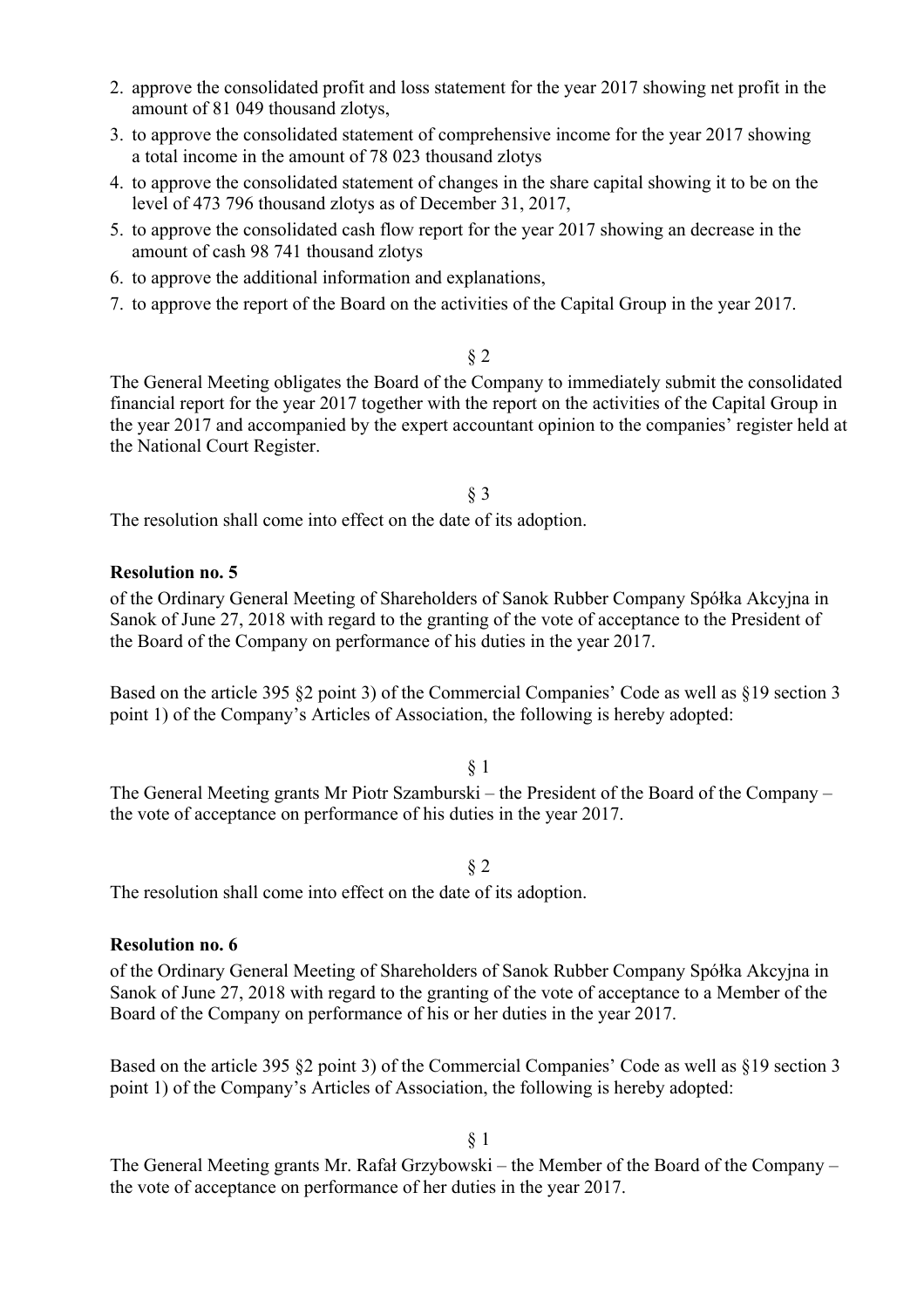2. approve the consolidated profit and loss statement for the year 2017 showing net profit in the amount of 81 049 thousand zlotys,
3. to approve the consolidated statement of comprehensive income for the year 2017 showing a total income in the amount of 78 023 thousand zlotys
4. to approve the consolidated statement of changes in the share capital showing it to be on the level of 473 796 thousand zlotys as of December 31, 2017,
5. to approve the consolidated cash flow report for the year 2017 showing an decrease in the amount of cash 98 741 thousand zlotys
6. to approve the additional information and explanations,
7. to approve the report of the Board on the activities of the Capital Group in the year 2017.

§ 2

The General Meeting obligates the Board of the Company to immediately submit the consolidated financial report for the year 2017 together with the report on the activities of the Capital Group in the year 2017 and accompanied by the expert accountant opinion to the companies' register held at the National Court Register.

§ 3

The resolution shall come into effect on the date of its adoption.

**Resolution no. 5**

of the Ordinary General Meeting of Shareholders of Sanok Rubber Company Spółka Akcyjna in Sanok of June 27, 2018 with regard to the granting of the vote of acceptance to the President of the Board of the Company on performance of his duties in the year 2017.

Based on the article 395 §2 point 3) of the Commercial Companies' Code as well as §19 section 3 point 1) of the Company's Articles of Association, the following is hereby adopted:

§ 1

The General Meeting grants Mr Piotr Szamburski – the President of the Board of the Company – the vote of acceptance on performance of his duties in the year 2017.

§ 2

The resolution shall come into effect on the date of its adoption.

**Resolution no. 6**

of the Ordinary General Meeting of Shareholders of Sanok Rubber Company Spółka Akcyjna in Sanok of June 27, 2018 with regard to the granting of the vote of acceptance to a Member of the Board of the Company on performance of his or her duties in the year 2017.

Based on the article 395 §2 point 3) of the Commercial Companies' Code as well as §19 section 3 point 1) of the Company's Articles of Association, the following is hereby adopted:

§ 1

The General Meeting grants Mr. Rafał Grzybowski – the Member of the Board of the Company – the vote of acceptance on performance of her duties in the year 2017.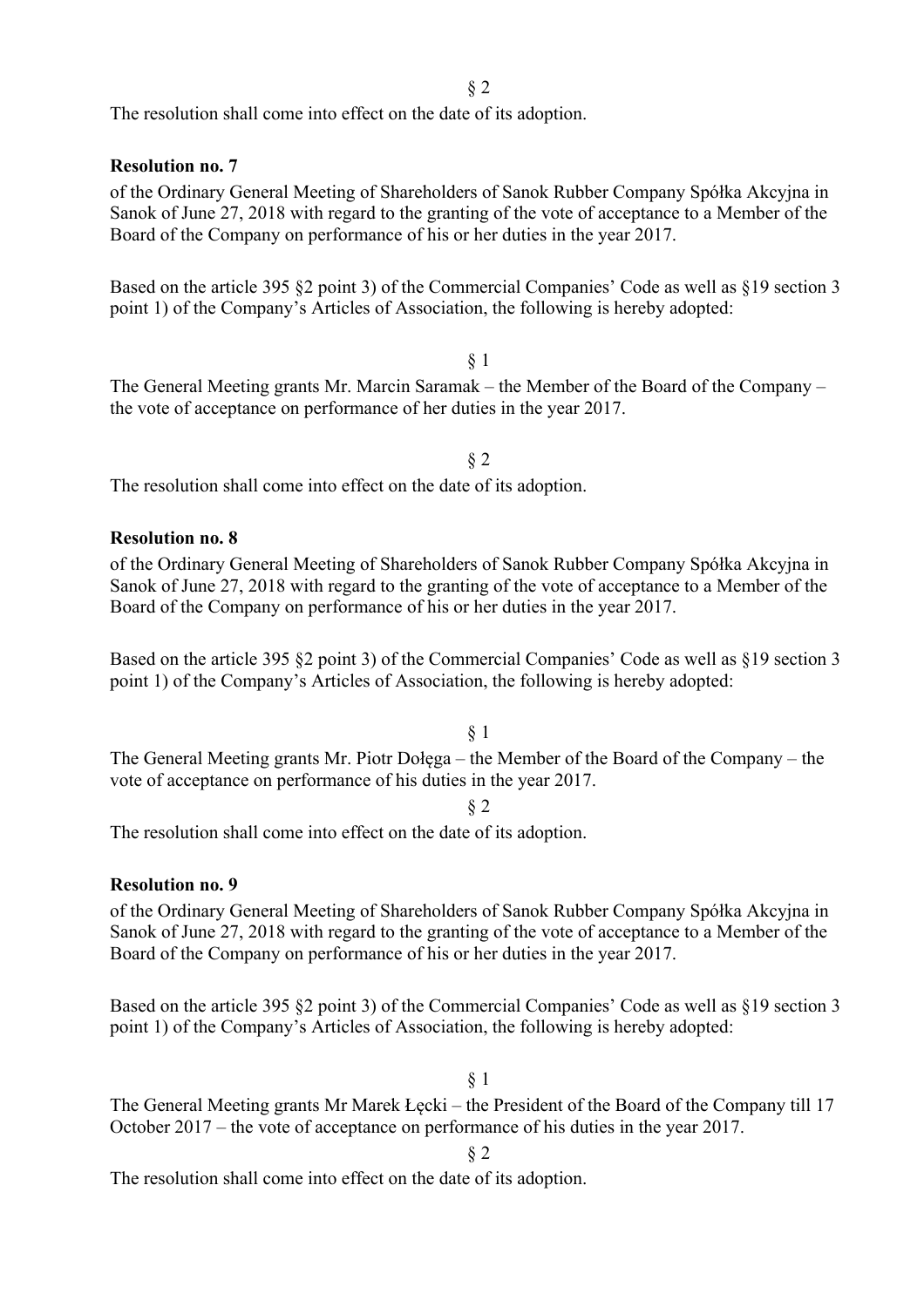§ 2

The resolution shall come into effect on the date of its adoption.

**Resolution no. 7**

of the Ordinary General Meeting of Shareholders of Sanok Rubber Company Spółka Akcyjna in Sanok of June 27, 2018 with regard to the granting of the vote of acceptance to a Member of the Board of the Company on performance of his or her duties in the year 2017.

Based on the article 395 §2 point 3) of the Commercial Companies' Code as well as §19 section 3 point 1) of the Company's Articles of Association, the following is hereby adopted:

§ 1

The General Meeting grants Mr. Marcin Saramak – the Member of the Board of the Company – the vote of acceptance on performance of her duties in the year 2017.

§ 2

The resolution shall come into effect on the date of its adoption.

**Resolution no. 8**

of the Ordinary General Meeting of Shareholders of Sanok Rubber Company Spółka Akcyjna in Sanok of June 27, 2018 with regard to the granting of the vote of acceptance to a Member of the Board of the Company on performance of his or her duties in the year 2017.

Based on the article 395 §2 point 3) of the Commercial Companies' Code as well as §19 section 3 point 1) of the Company's Articles of Association, the following is hereby adopted:

§ 1

The General Meeting grants Mr. Piotr Dołęga – the Member of the Board of the Company – the vote of acceptance on performance of his duties in the year 2017.

§ 2

The resolution shall come into effect on the date of its adoption.

**Resolution no. 9**

of the Ordinary General Meeting of Shareholders of Sanok Rubber Company Spółka Akcyjna in Sanok of June 27, 2018 with regard to the granting of the vote of acceptance to a Member of the Board of the Company on performance of his or her duties in the year 2017.

Based on the article 395 §2 point 3) of the Commercial Companies' Code as well as §19 section 3 point 1) of the Company's Articles of Association, the following is hereby adopted:

§ 1

The General Meeting grants Mr Marek Łęcki – the President of the Board of the Company till 17 October 2017 – the vote of acceptance on performance of his duties in the year 2017.

§ 2

The resolution shall come into effect on the date of its adoption.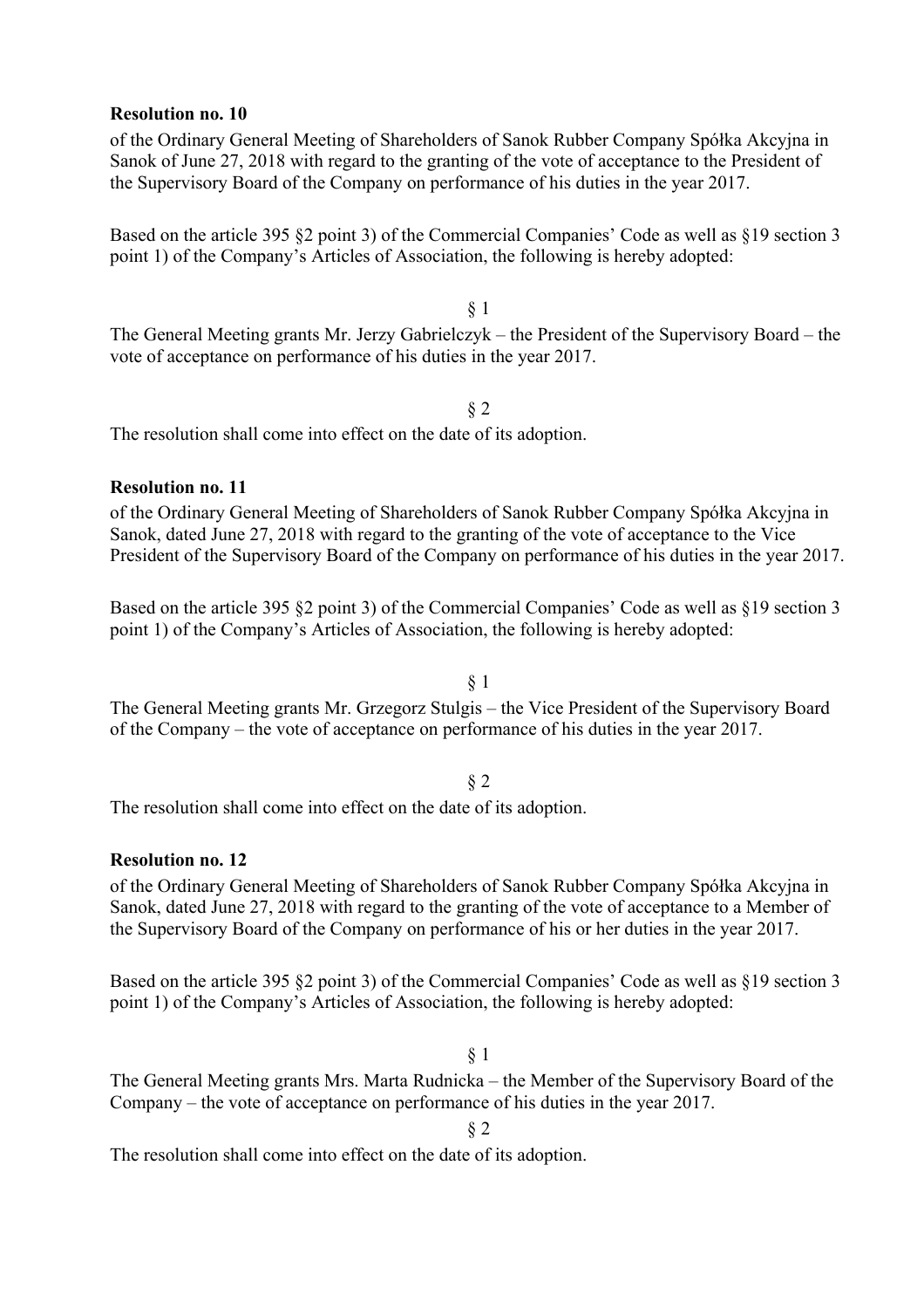**Resolution no. 10**

of the Ordinary General Meeting of Shareholders of Sanok Rubber Company Spółka Akcyjna in Sanok of June 27, 2018 with regard to the granting of the vote of acceptance to the President of the Supervisory Board of the Company on performance of his duties in the year 2017.

Based on the article 395 §2 point 3) of the Commercial Companies' Code as well as §19 section 3 point 1) of the Company's Articles of Association, the following is hereby adopted:

§ 1

The General Meeting grants Mr. Jerzy Gabrielczyk – the President of the Supervisory Board – the vote of acceptance on performance of his duties in the year 2017.

§ 2

The resolution shall come into effect on the date of its adoption.

**Resolution no. 11**

of the Ordinary General Meeting of Shareholders of Sanok Rubber Company Spółka Akcyjna in Sanok, dated June 27, 2018 with regard to the granting of the vote of acceptance to the Vice President of the Supervisory Board of the Company on performance of his duties in the year 2017.

Based on the article 395 §2 point 3) of the Commercial Companies' Code as well as §19 section 3 point 1) of the Company's Articles of Association, the following is hereby adopted:

§ 1

The General Meeting grants Mr. Grzegorz Stulgis – the Vice President of the Supervisory Board of the Company – the vote of acceptance on performance of his duties in the year 2017.

§ 2

The resolution shall come into effect on the date of its adoption.

**Resolution no. 12**

of the Ordinary General Meeting of Shareholders of Sanok Rubber Company Spółka Akcyjna in Sanok, dated June 27, 2018 with regard to the granting of the vote of acceptance to a Member of the Supervisory Board of the Company on performance of his or her duties in the year 2017.

Based on the article 395 §2 point 3) of the Commercial Companies' Code as well as §19 section 3 point 1) of the Company's Articles of Association, the following is hereby adopted:

§ 1

The General Meeting grants Mrs. Marta Rudnicka – the Member of the Supervisory Board of the Company – the vote of acceptance on performance of his duties in the year 2017.

§ 2

The resolution shall come into effect on the date of its adoption.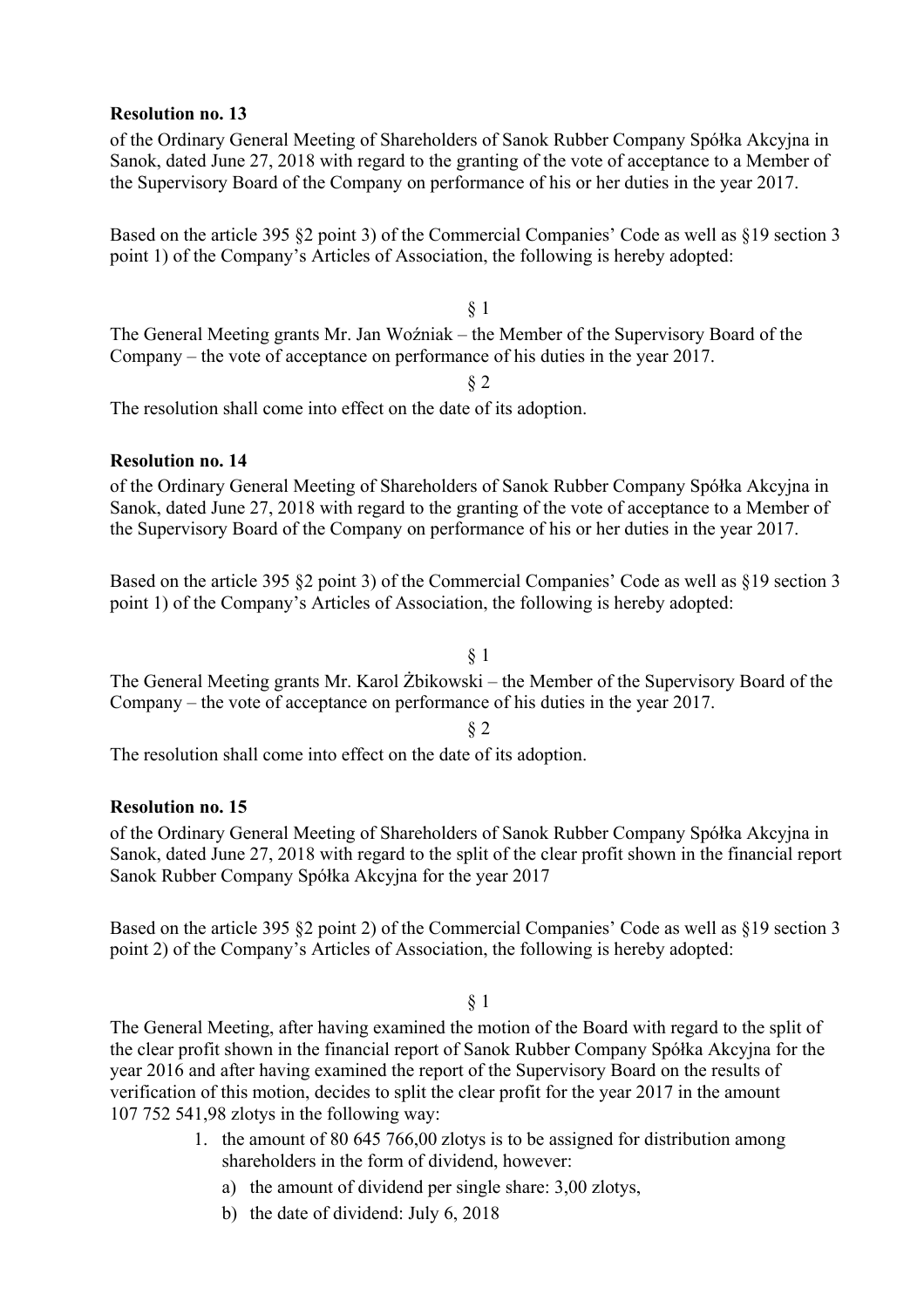**Resolution no. 13**

of the Ordinary General Meeting of Shareholders of Sanok Rubber Company Spółka Akcyjna in Sanok, dated June 27, 2018 with regard to the granting of the vote of acceptance to a Member of the Supervisory Board of the Company on performance of his or her duties in the year 2017.

Based on the article 395 §2 point 3) of the Commercial Companies' Code as well as §19 section 3 point 1) of the Company's Articles of Association, the following is hereby adopted:

§ 1

The General Meeting grants Mr. Jan Woźniak – the Member of the Supervisory Board of the Company – the vote of acceptance on performance of his duties in the year 2017.

§ 2

The resolution shall come into effect on the date of its adoption.

**Resolution no. 14**

of the Ordinary General Meeting of Shareholders of Sanok Rubber Company Spółka Akcyjna in Sanok, dated June 27, 2018 with regard to the granting of the vote of acceptance to a Member of the Supervisory Board of the Company on performance of his or her duties in the year 2017.

Based on the article 395 §2 point 3) of the Commercial Companies' Code as well as §19 section 3 point 1) of the Company's Articles of Association, the following is hereby adopted:

§ 1

The General Meeting grants Mr. Karol Żbikowski – the Member of the Supervisory Board of the Company – the vote of acceptance on performance of his duties in the year 2017.

§ 2

The resolution shall come into effect on the date of its adoption.

**Resolution no. 15**

of the Ordinary General Meeting of Shareholders of Sanok Rubber Company Spółka Akcyjna in Sanok, dated June 27, 2018 with regard to the split of the clear profit shown in the financial report Sanok Rubber Company Spółka Akcyjna for the year 2017

Based on the article 395 §2 point 2) of the Commercial Companies' Code as well as §19 section 3 point 2) of the Company's Articles of Association, the following is hereby adopted:

§ 1

The General Meeting, after having examined the motion of the Board with regard to the split of the clear profit shown in the financial report of Sanok Rubber Company Spółka Akcyjna for the year 2016 and after having examined the report of the Supervisory Board on the results of verification of this motion, decides to split the clear profit for the year 2017 in the amount 107 752 541,98 zlotys in the following way:

1. the amount of 80 645 766,00 zlotys is to be assigned for distribution among shareholders in the form of dividend, however:
   a) the amount of dividend per single share: 3,00 zlotys,
   b) the date of dividend: July 6, 2018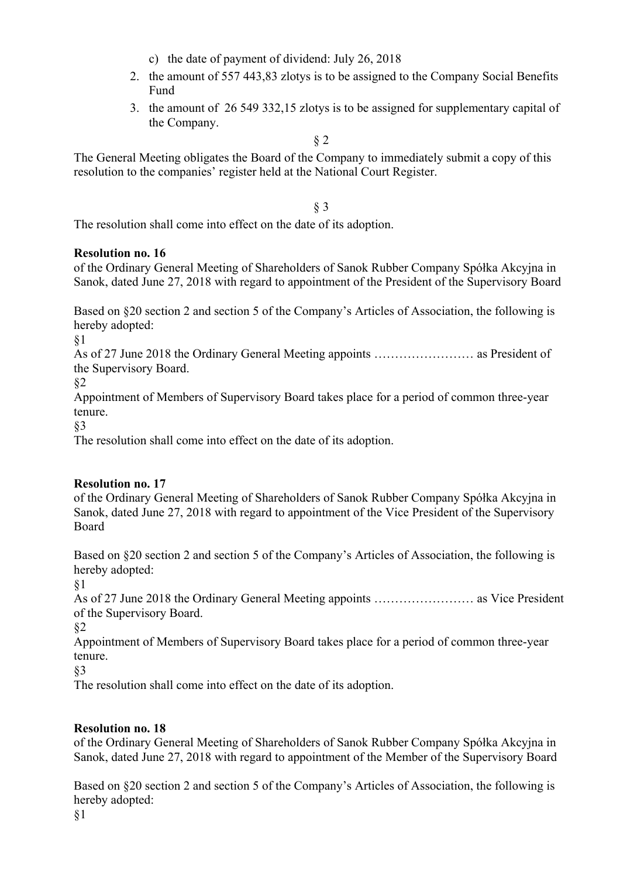c) the date of payment of dividend: July 26, 2018

2. the amount of 557 443,83 zlotys is to be assigned to the Company Social Benefits Fund
3. the amount of 26 549 332,15 zlotys is to be assigned for supplementary capital of the Company.

§ 2

The General Meeting obligates the Board of the Company to immediately submit a copy of this resolution to the companies' register held at the National Court Register.

§ 3

The resolution shall come into effect on the date of its adoption.

**Resolution no. 16**

of the Ordinary General Meeting of Shareholders of Sanok Rubber Company Spółka Akcyjna in Sanok, dated June 27, 2018 with regard to appointment of the President of the Supervisory Board

Based on §20 section 2 and section 5 of the Company's Articles of Association, the following is hereby adopted:

§1

As of 27 June 2018 the Ordinary General Meeting appoints …………………… as President of the Supervisory Board.

§2

Appointment of Members of Supervisory Board takes place for a period of common three-year tenure.

§3

The resolution shall come into effect on the date of its adoption.

**Resolution no. 17**

of the Ordinary General Meeting of Shareholders of Sanok Rubber Company Spółka Akcyjna in Sanok, dated June 27, 2018 with regard to appointment of the Vice President of the Supervisory Board

Based on §20 section 2 and section 5 of the Company's Articles of Association, the following is hereby adopted:

§1

As of 27 June 2018 the Ordinary General Meeting appoints …………………… as Vice President of the Supervisory Board.

§2

Appointment of Members of Supervisory Board takes place for a period of common three-year tenure.

§3

The resolution shall come into effect on the date of its adoption.

**Resolution no. 18**

of the Ordinary General Meeting of Shareholders of Sanok Rubber Company Spółka Akcyjna in Sanok, dated June 27, 2018 with regard to appointment of the Member of the Supervisory Board

Based on §20 section 2 and section 5 of the Company's Articles of Association, the following is hereby adopted:

§1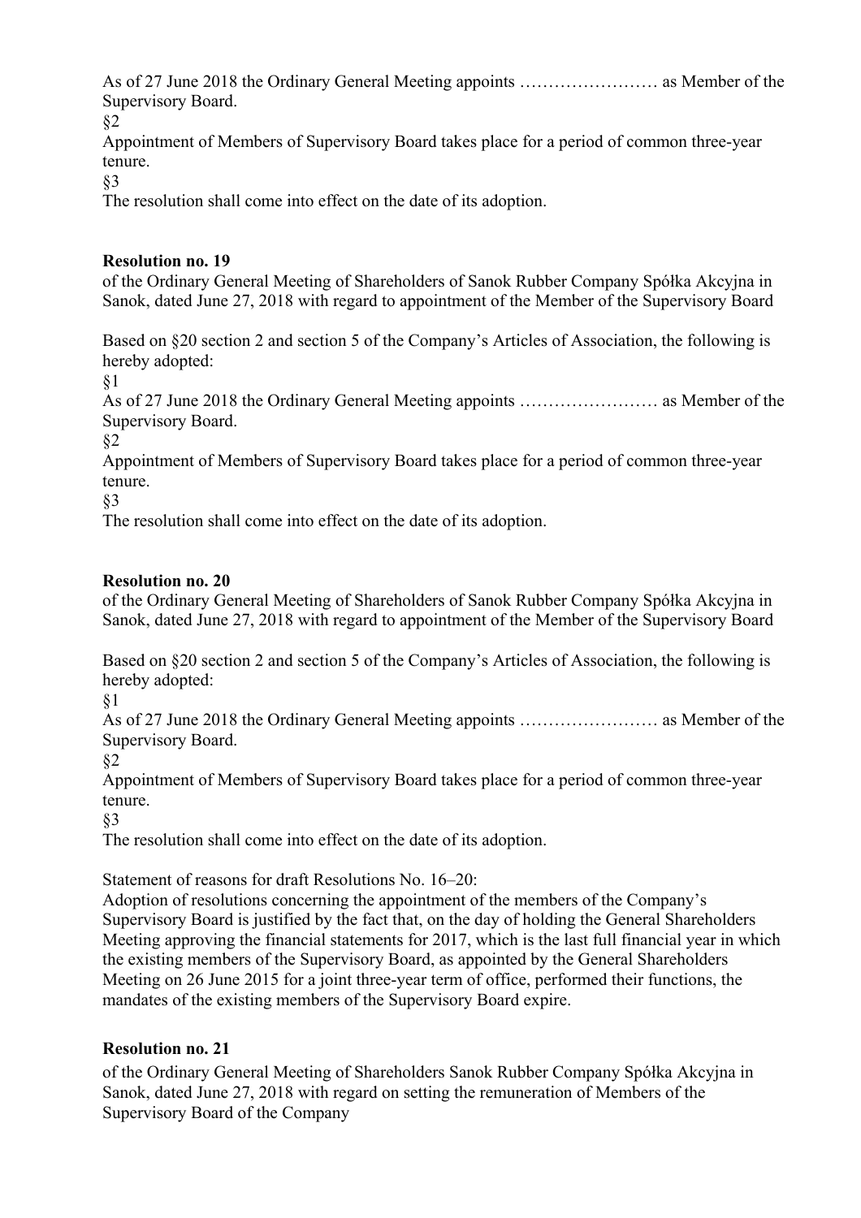As of 27 June 2018 the Ordinary General Meeting appoints …………………… as Member of the Supervisory Board.

§2

Appointment of Members of Supervisory Board takes place for a period of common three-year tenure.

§3

The resolution shall come into effect on the date of its adoption.

**Resolution no. 19**

of the Ordinary General Meeting of Shareholders of Sanok Rubber Company Spółka Akcyjna in Sanok, dated June 27, 2018 with regard to appointment of the Member of the Supervisory Board

Based on §20 section 2 and section 5 of the Company's Articles of Association, the following is hereby adopted:

§1

As of 27 June 2018 the Ordinary General Meeting appoints …………………… as Member of the Supervisory Board.

§2

Appointment of Members of Supervisory Board takes place for a period of common three-year tenure.

§3

The resolution shall come into effect on the date of its adoption.

**Resolution no. 20**

of the Ordinary General Meeting of Shareholders of Sanok Rubber Company Spółka Akcyjna in Sanok, dated June 27, 2018 with regard to appointment of the Member of the Supervisory Board

Based on §20 section 2 and section 5 of the Company's Articles of Association, the following is hereby adopted:

§1

As of 27 June 2018 the Ordinary General Meeting appoints …………………… as Member of the Supervisory Board.

§2

Appointment of Members of Supervisory Board takes place for a period of common three-year tenure.

§3

The resolution shall come into effect on the date of its adoption.

Statement of reasons for draft Resolutions No. 16–20:

Adoption of resolutions concerning the appointment of the members of the Company's Supervisory Board is justified by the fact that, on the day of holding the General Shareholders Meeting approving the financial statements for 2017, which is the last full financial year in which the existing members of the Supervisory Board, as appointed by the General Shareholders Meeting on 26 June 2015 for a joint three-year term of office, performed their functions, the mandates of the existing members of the Supervisory Board expire.

**Resolution no. 21**

of the Ordinary General Meeting of Shareholders Sanok Rubber Company Spółka Akcyjna in Sanok, dated June 27, 2018 with regard on setting the remuneration of Members of the Supervisory Board of the Company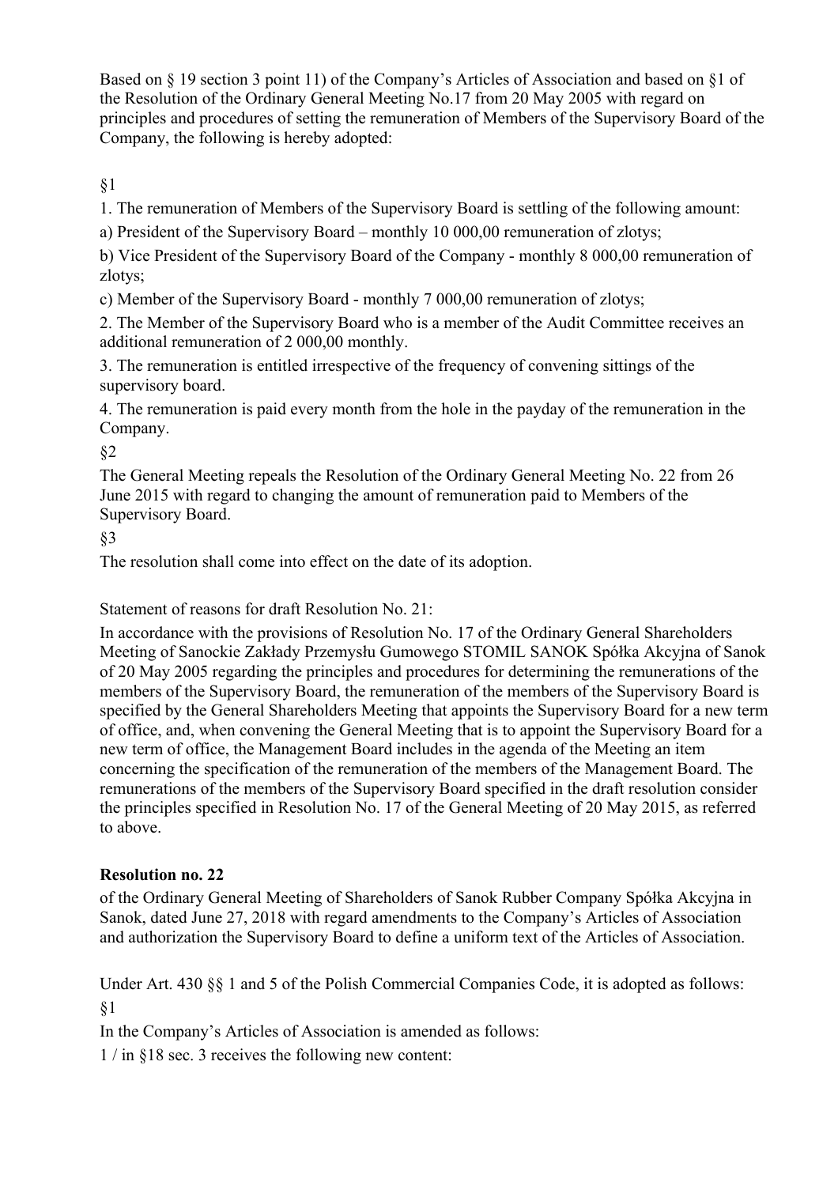Based on § 19 section 3 point 11) of the Company's Articles of Association and based on §1 of the Resolution of the Ordinary General Meeting No.17 from 20 May 2005 with regard on principles and procedures of setting the remuneration of Members of the Supervisory Board of the Company, the following is hereby adopted:

§1

1. The remuneration of Members of the Supervisory Board is settling of the following amount:

a) President of the Supervisory Board – monthly 10 000,00 remuneration of zlotys;

b) Vice President of the Supervisory Board of the Company - monthly 8 000,00 remuneration of zlotys;

c) Member of the Supervisory Board - monthly 7 000,00 remuneration of zlotys;

2. The Member of the Supervisory Board who is a member of the Audit Committee receives an additional remuneration of 2 000,00 monthly.

3. The remuneration is entitled irrespective of the frequency of convening sittings of the supervisory board.

4. The remuneration is paid every month from the hole in the payday of the remuneration in the Company.

§2

The General Meeting repeals the Resolution of the Ordinary General Meeting No. 22 from 26 June 2015 with regard to changing the amount of remuneration paid to Members of the Supervisory Board.

§3

The resolution shall come into effect on the date of its adoption.

Statement of reasons for draft Resolution No. 21:

In accordance with the provisions of Resolution No. 17 of the Ordinary General Shareholders Meeting of Sanockie Zakłady Przemysłu Gumowego STOMIL SANOK Spółka Akcyjna of Sanok of 20 May 2005 regarding the principles and procedures for determining the remunerations of the members of the Supervisory Board, the remuneration of the members of the Supervisory Board is specified by the General Shareholders Meeting that appoints the Supervisory Board for a new term of office, and, when convening the General Meeting that is to appoint the Supervisory Board for a new term of office, the Management Board includes in the agenda of the Meeting an item concerning the specification of the remuneration of the members of the Management Board. The remunerations of the members of the Supervisory Board specified in the draft resolution consider the principles specified in Resolution No. 17 of the General Meeting of 20 May 2015, as referred to above.

**Resolution no. 22**

of the Ordinary General Meeting of Shareholders of Sanok Rubber Company Spółka Akcyjna in Sanok, dated June 27, 2018 with regard amendments to the Company's Articles of Association and authorization the Supervisory Board to define a uniform text of the Articles of Association.

Under Art. 430 §§ 1 and 5 of the Polish Commercial Companies Code, it is adopted as follows:

§1

In the Company's Articles of Association is amended as follows:

1 / in §18 sec. 3 receives the following new content: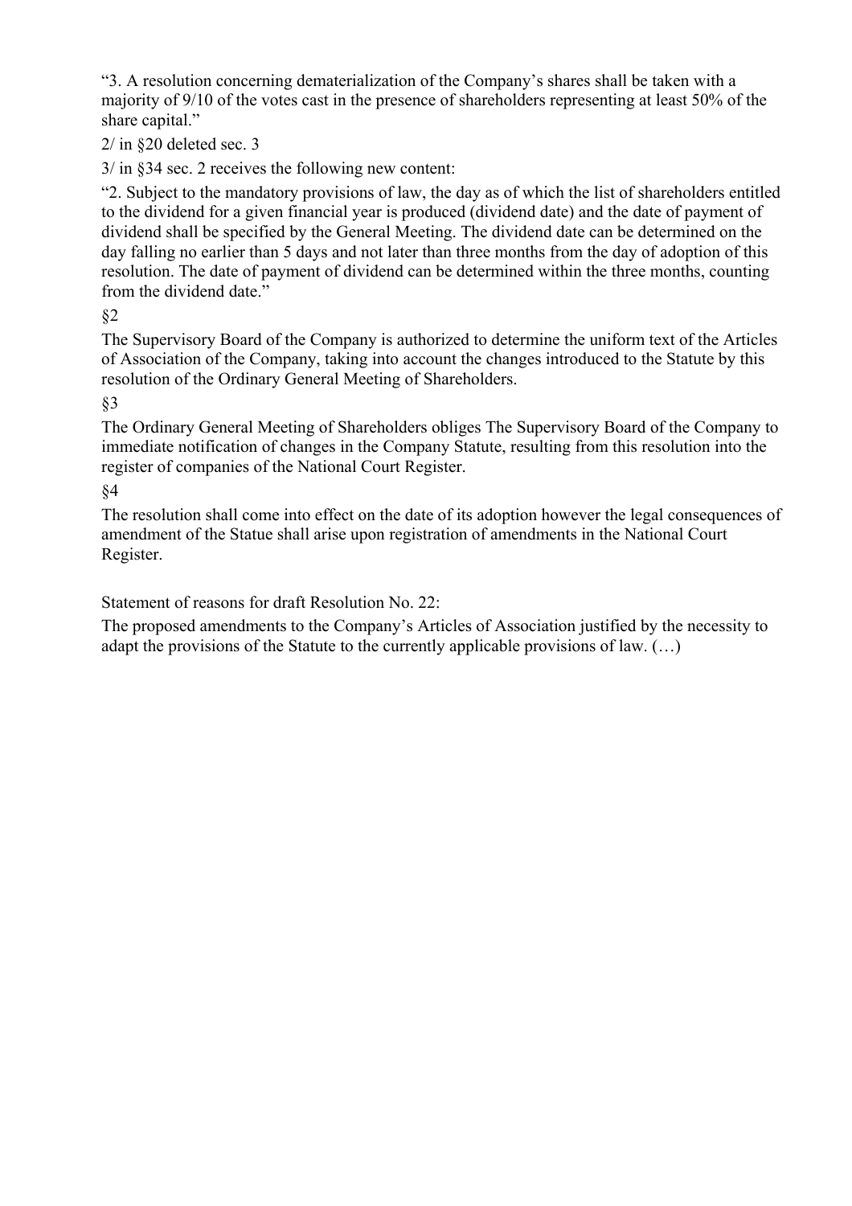"3. A resolution concerning dematerialization of the Company's shares shall be taken with a majority of 9/10 of the votes cast in the presence of shareholders representing at least 50% of the share capital."

2/ in §20 deleted sec. 3

3/ in §34 sec. 2 receives the following new content:

"2. Subject to the mandatory provisions of law, the day as of which the list of shareholders entitled to the dividend for a given financial year is produced (dividend date) and the date of payment of dividend shall be specified by the General Meeting. The dividend date can be determined on the day falling no earlier than 5 days and not later than three months from the day of adoption of this resolution. The date of payment of dividend can be determined within the three months, counting from the dividend date."

§2

The Supervisory Board of the Company is authorized to determine the uniform text of the Articles of Association of the Company, taking into account the changes introduced to the Statute by this resolution of the Ordinary General Meeting of Shareholders.

§3

The Ordinary General Meeting of Shareholders obliges The Supervisory Board of the Company to immediate notification of changes in the Company Statute, resulting from this resolution into the register of companies of the National Court Register.

§4

The resolution shall come into effect on the date of its adoption however the legal consequences of amendment of the Statue shall arise upon registration of amendments in the National Court Register.

Statement of reasons for draft Resolution No. 22:

The proposed amendments to the Company's Articles of Association justified by the necessity to adapt the provisions of the Statute to the currently applicable provisions of law. (…)